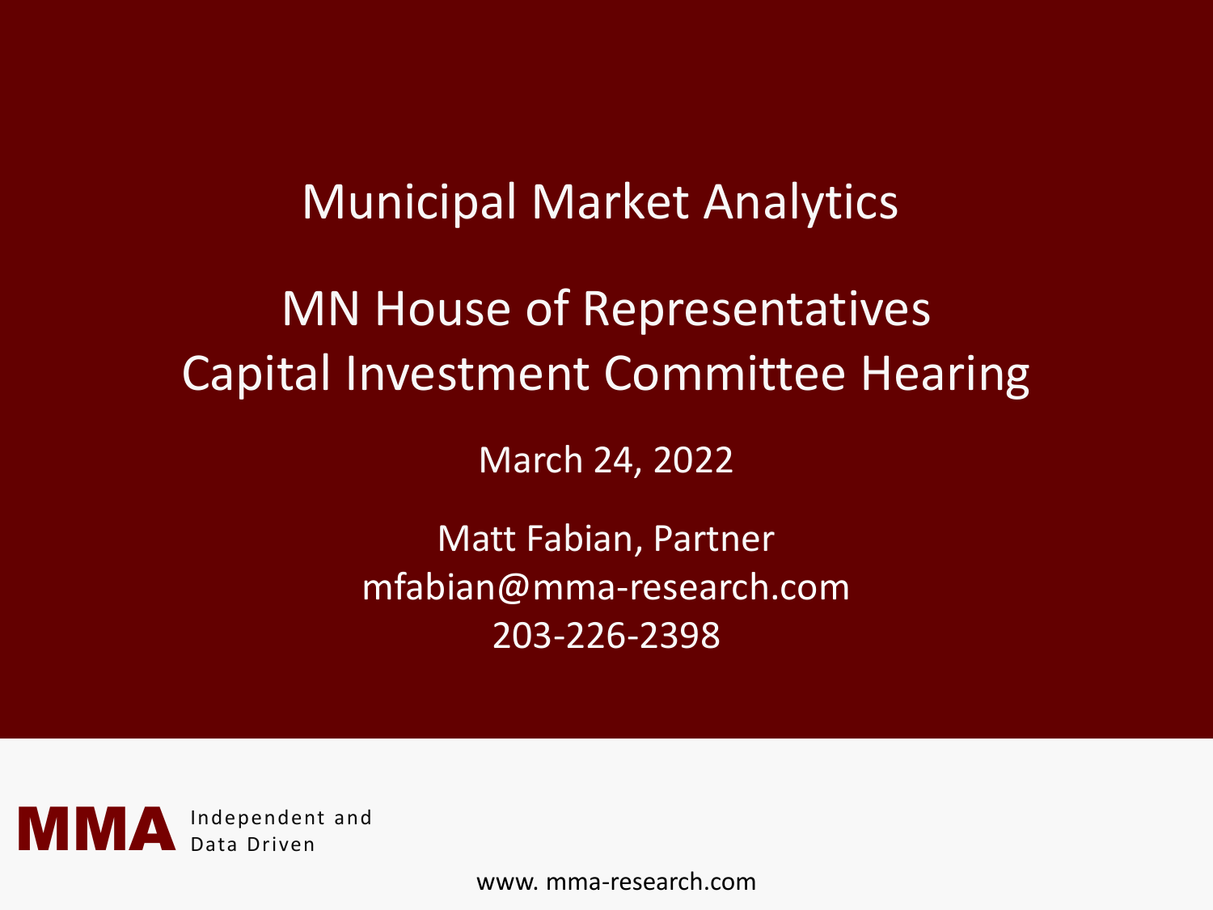# Municipal Market Analytics

## MN House of Representatives Capital Investment Committee Hearing

March 24, 2022

Matt Fabian, Partner
mfabian@mma-research.com
203-226-2398

**MMA** Independent and Data Driven

www. mma-research.com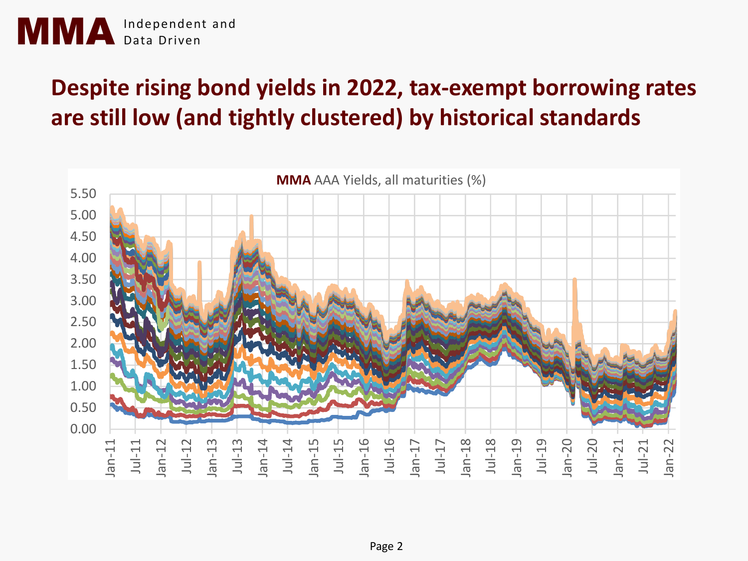# Despite rising bond yields in 2022, tax-exempt borrowing rates are still low (and tightly clustered) by historical standards

**MMA** AAA Yields, all maturities (%)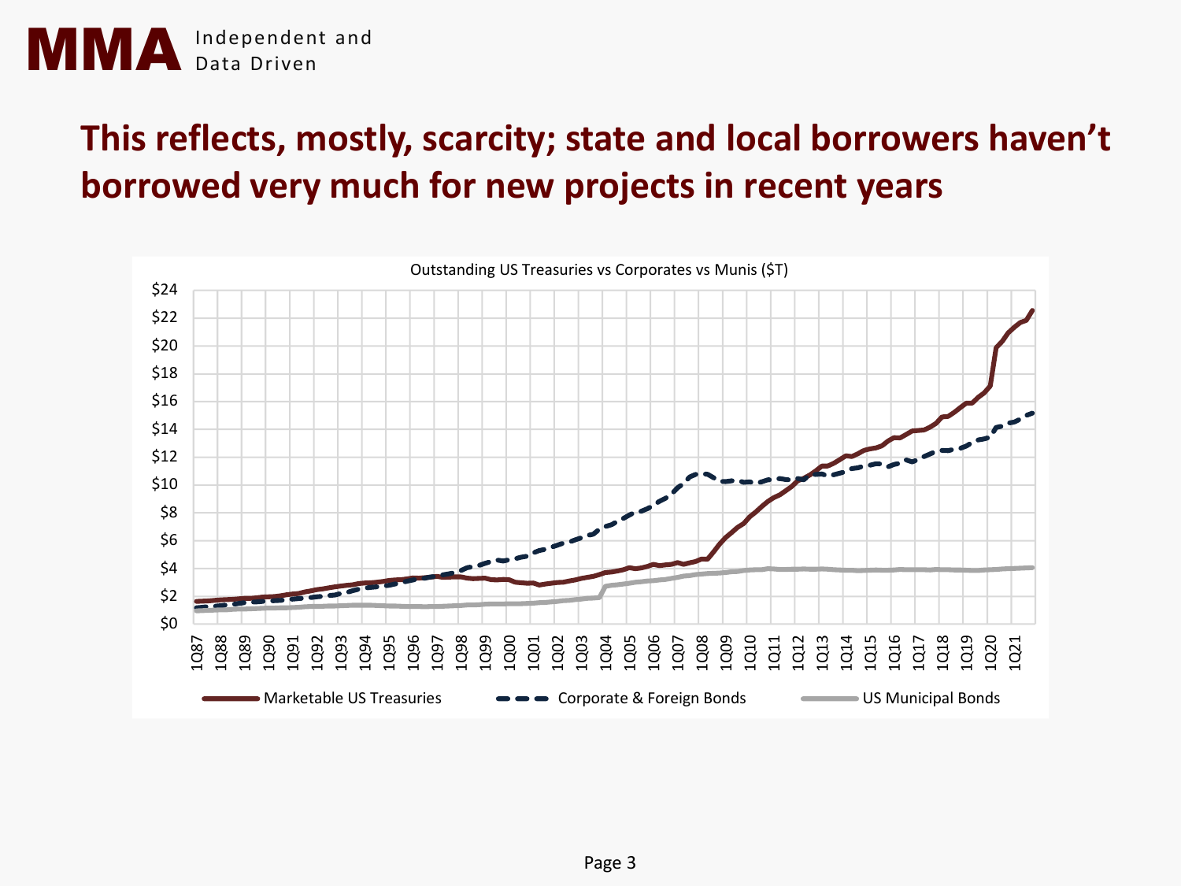# This reflects, mostly, scarcity; state and local borrowers haven't borrowed very much for new projects in recent years

Outstanding US Treasuries vs Corporates vs Munis ($T)

Marketable US Treasuries | Corporate & Foreign Bonds | US Municipal Bonds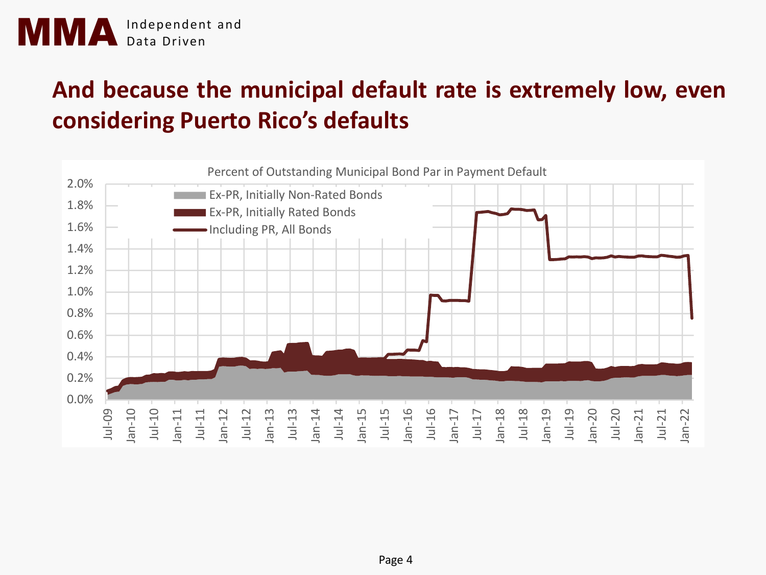# And because the municipal default rate is extremely low, even considering Puerto Rico's defaults

Percent of Outstanding Municipal Bond Par in Payment Default

- Ex-PR, Initially Non-Rated Bonds
- Ex-PR, Initially Rated Bonds
- Including PR, All Bonds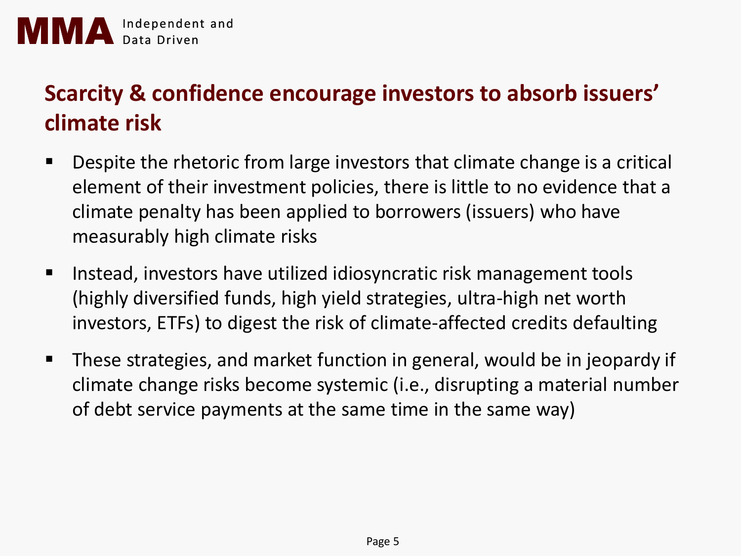## Scarcity & confidence encourage investors to absorb issuers' climate risk

- Despite the rhetoric from large investors that climate change is a critical element of their investment policies, there is little to no evidence that a climate penalty has been applied to borrowers (issuers) who have measurably high climate risks
- Instead, investors have utilized idiosyncratic risk management tools (highly diversified funds, high yield strategies, ultra-high net worth investors, ETFs) to digest the risk of climate-affected credits defaulting
- These strategies, and market function in general, would be in jeopardy if climate change risks become systemic (i.e., disrupting a material number of debt service payments at the same time in the same way)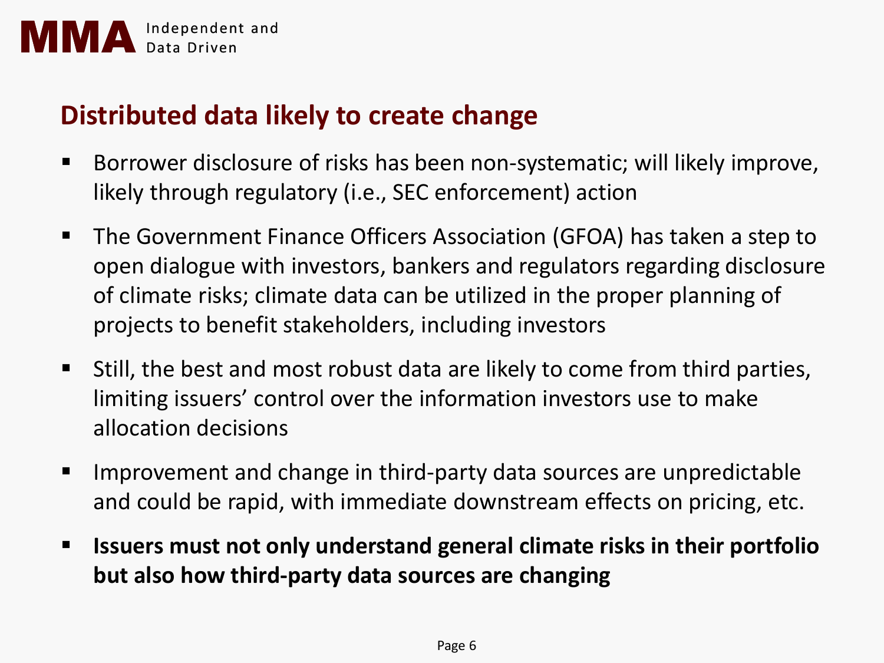## Distributed data likely to create change

- Borrower disclosure of risks has been non-systematic; will likely improve, likely through regulatory (i.e., SEC enforcement) action
- The Government Finance Officers Association (GFOA) has taken a step to open dialogue with investors, bankers and regulators regarding disclosure of climate risks; climate data can be utilized in the proper planning of projects to benefit stakeholders, including investors
- Still, the best and most robust data are likely to come from third parties, limiting issuers' control over the information investors use to make allocation decisions
- Improvement and change in third-party data sources are unpredictable and could be rapid, with immediate downstream effects on pricing, etc.
- **Issuers must not only understand general climate risks in their portfolio but also how third-party data sources are changing**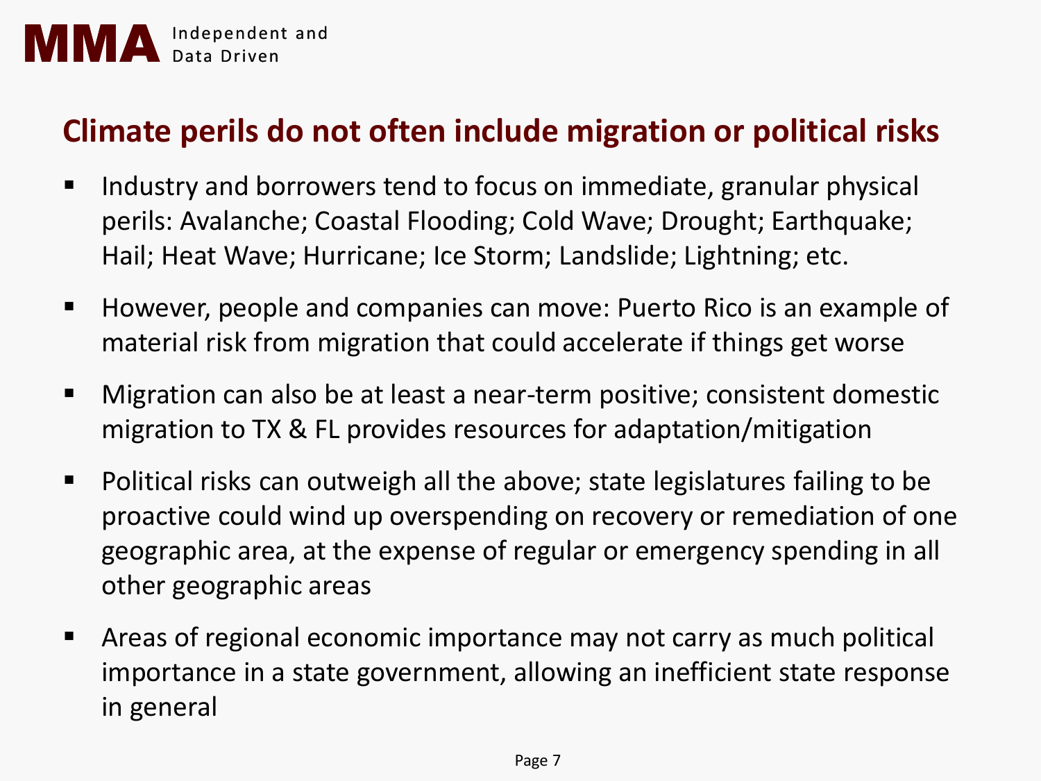## Climate perils do not often include migration or political risks

- Industry and borrowers tend to focus on immediate, granular physical perils: Avalanche; Coastal Flooding; Cold Wave; Drought; Earthquake; Hail; Heat Wave; Hurricane; Ice Storm; Landslide; Lightning; etc.
- However, people and companies can move: Puerto Rico is an example of material risk from migration that could accelerate if things get worse
- Migration can also be at least a near-term positive; consistent domestic migration to TX & FL provides resources for adaptation/mitigation
- Political risks can outweigh all the above; state legislatures failing to be proactive could wind up overspending on recovery or remediation of one geographic area, at the expense of regular or emergency spending in all other geographic areas
- Areas of regional economic importance may not carry as much political importance in a state government, allowing an inefficient state response in general